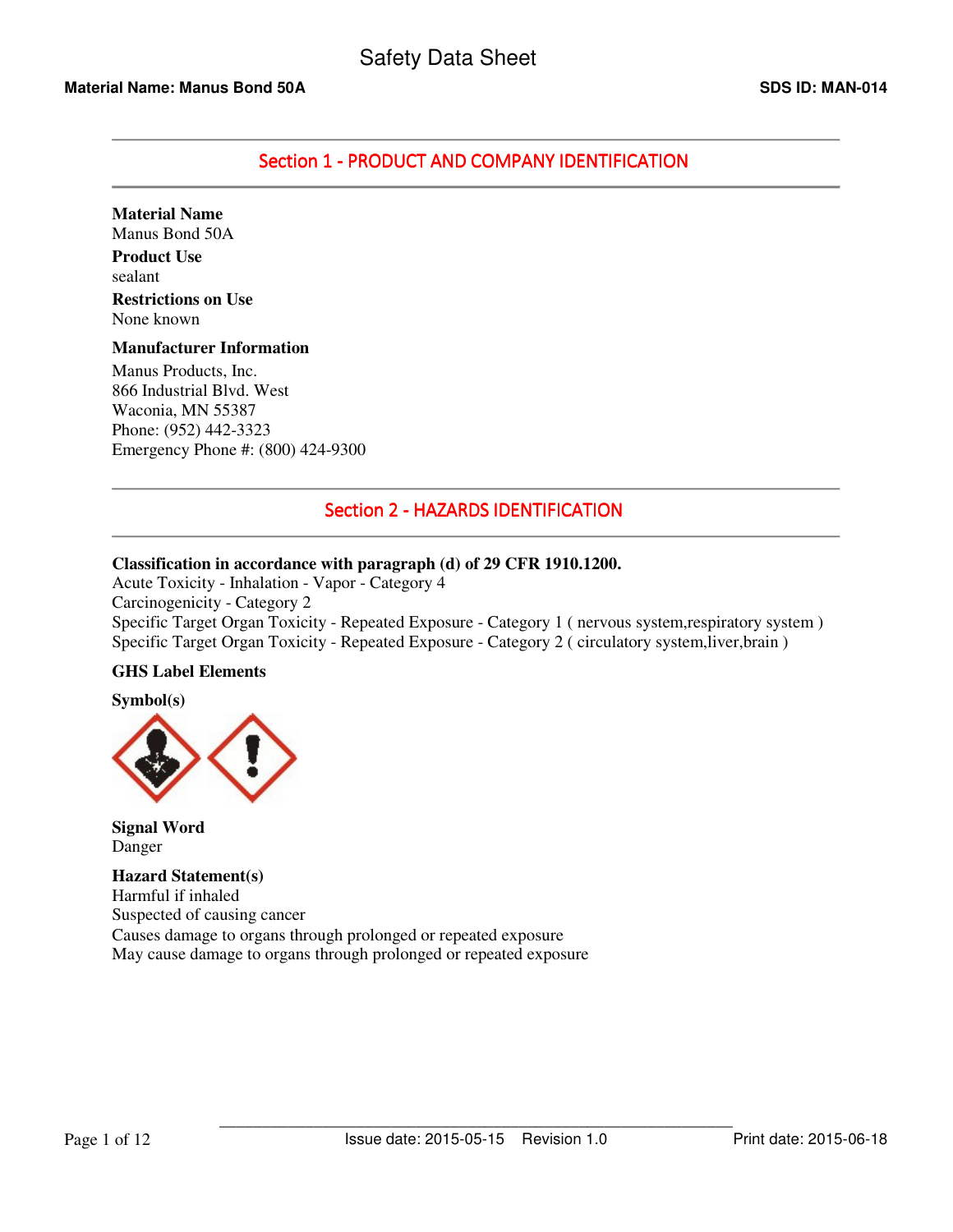# Safety Data Sheet

**Material Name: Manus Bond 50A** **SDS ID: MAN-014**

## Section 1 - PRODUCT AND COMPANY IDENTIFICATION

**Material Name**
Manus Bond 50A

**Product Use**
sealant

**Restrictions on Use**
None known

**Manufacturer Information**
Manus Products, Inc.
866 Industrial Blvd. West
Waconia, MN 55387
Phone: (952) 442-3323
Emergency Phone #: (800) 424-9300

## Section 2 - HAZARDS IDENTIFICATION

**Classification in accordance with paragraph (d) of 29 CFR 1910.1200.**
Acute Toxicity - Inhalation - Vapor - Category 4
Carcinogenicity - Category 2
Specific Target Organ Toxicity - Repeated Exposure - Category 1 ( nervous system,respiratory system )
Specific Target Organ Toxicity - Repeated Exposure - Category 2 ( circulatory system,liver,brain )

**GHS Label Elements**

**Symbol(s)**

**Signal Word**
Danger

**Hazard Statement(s)**
Harmful if inhaled
Suspected of causing cancer
Causes damage to organs through prolonged or repeated exposure
May cause damage to organs through prolonged or repeated exposure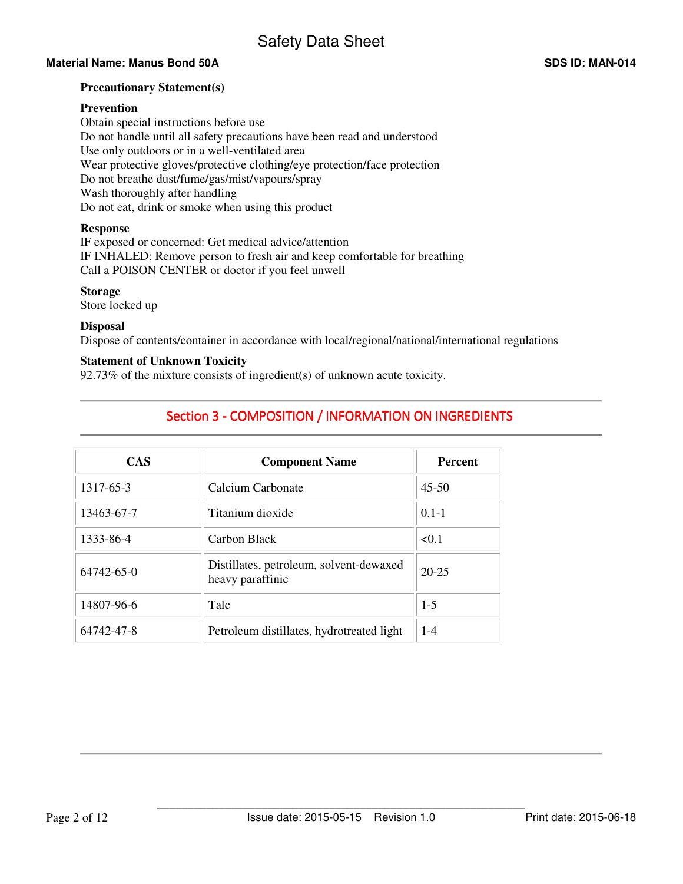### Precautionary Statement(s)

**Prevention**

Obtain special instructions before use
Do not handle until all safety precautions have been read and understood
Use only outdoors or in a well-ventilated area
Wear protective gloves/protective clothing/eye protection/face protection
Do not breathe dust/fume/gas/mist/vapours/spray
Wash thoroughly after handling
Do not eat, drink or smoke when using this product

**Response**

IF exposed or concerned: Get medical advice/attention
IF INHALED: Remove person to fresh air and keep comfortable for breathing
Call a POISON CENTER or doctor if you feel unwell

**Storage**

Store locked up

**Disposal**

Dispose of contents/container in accordance with local/regional/national/international regulations

**Statement of Unknown Toxicity**

92.73% of the mixture consists of ingredient(s) of unknown acute toxicity.

## Section 3 - COMPOSITION / INFORMATION ON INGREDIENTS

| CAS | Component Name | Percent |
|---|---|---|
| 1317-65-3 | Calcium Carbonate | 45-50 |
| 13463-67-7 | Titanium dioxide | 0.1-1 |
| 1333-86-4 | Carbon Black | <0.1 |
| 64742-65-0 | Distillates, petroleum, solvent-dewaxed heavy paraffinic | 20-25 |
| 14807-96-6 | Talc | 1-5 |
| 64742-47-8 | Petroleum distillates, hydrotreated light | 1-4 |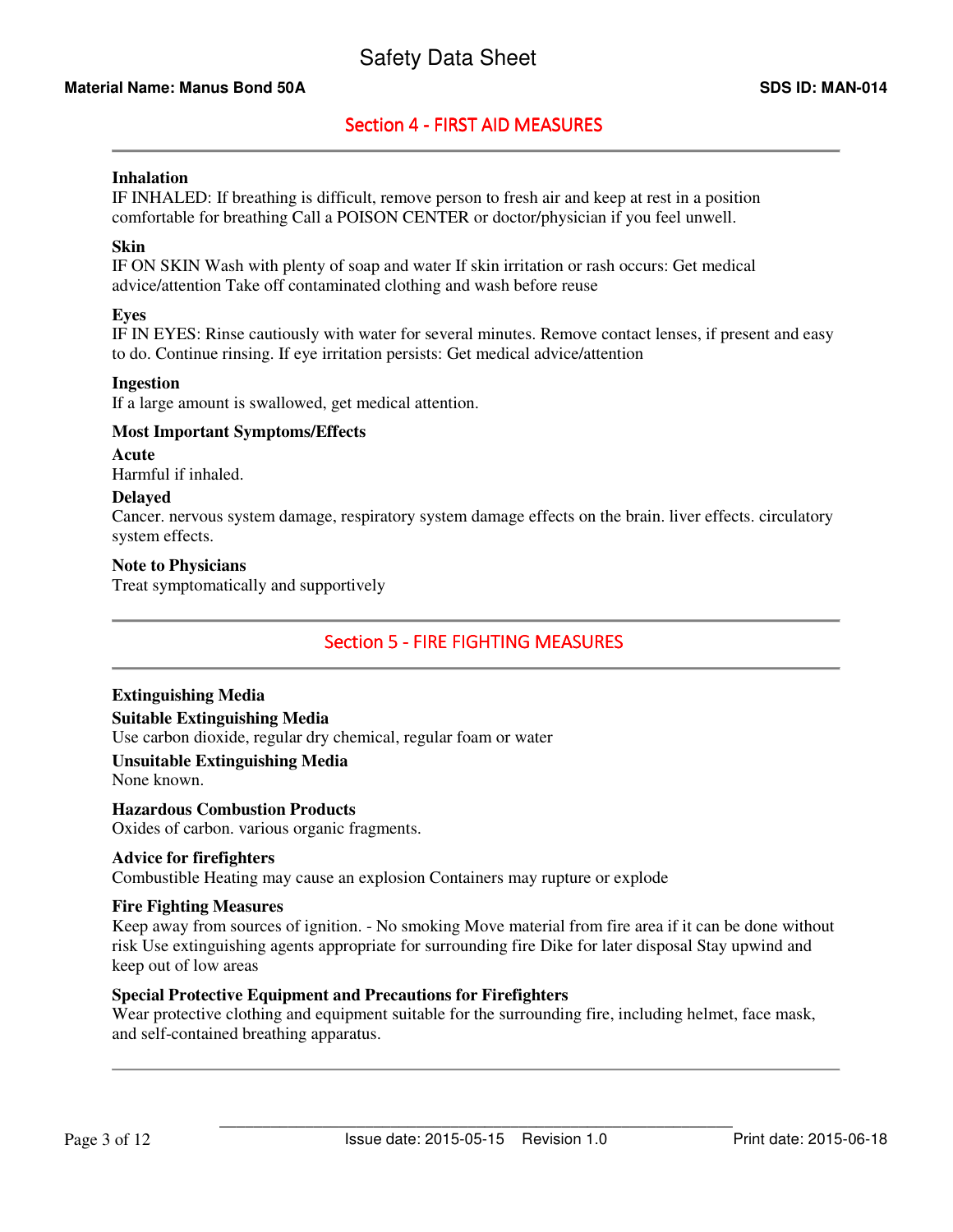## Section 4 - FIRST AID MEASURES

**Inhalation**

IF INHALED: If breathing is difficult, remove person to fresh air and keep at rest in a position comfortable for breathing Call a POISON CENTER or doctor/physician if you feel unwell.

**Skin**

IF ON SKIN Wash with plenty of soap and water If skin irritation or rash occurs: Get medical advice/attention Take off contaminated clothing and wash before reuse

**Eyes**

IF IN EYES: Rinse cautiously with water for several minutes. Remove contact lenses, if present and easy to do. Continue rinsing. If eye irritation persists: Get medical advice/attention

**Ingestion**

If a large amount is swallowed, get medical attention.

**Most Important Symptoms/Effects**

**Acute**

Harmful if inhaled.

**Delayed**

Cancer. nervous system damage, respiratory system damage effects on the brain. liver effects. circulatory system effects.

**Note to Physicians**

Treat symptomatically and supportively

## Section 5 - FIRE FIGHTING MEASURES

**Extinguishing Media**

**Suitable Extinguishing Media**

Use carbon dioxide, regular dry chemical, regular foam or water

**Unsuitable Extinguishing Media**

None known.

**Hazardous Combustion Products**

Oxides of carbon. various organic fragments.

**Advice for firefighters**

Combustible Heating may cause an explosion Containers may rupture or explode

**Fire Fighting Measures**

Keep away from sources of ignition. - No smoking Move material from fire area if it can be done without risk Use extinguishing agents appropriate for surrounding fire Dike for later disposal Stay upwind and keep out of low areas

**Special Protective Equipment and Precautions for Firefighters**

Wear protective clothing and equipment suitable for the surrounding fire, including helmet, face mask, and self-contained breathing apparatus.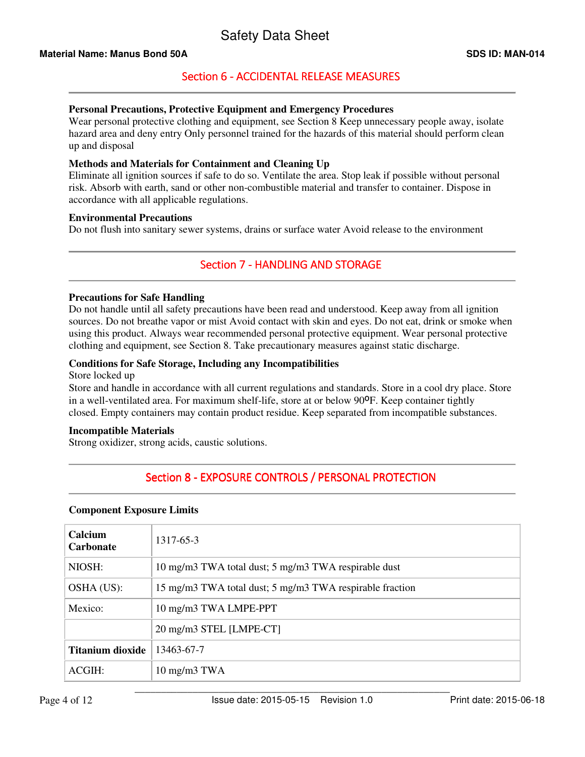## Section 6 - ACCIDENTAL RELEASE MEASURES

**Personal Precautions, Protective Equipment and Emergency Procedures**
Wear personal protective clothing and equipment, see Section 8 Keep unnecessary people away, isolate hazard area and deny entry Only personnel trained for the hazards of this material should perform clean up and disposal

**Methods and Materials for Containment and Cleaning Up**
Eliminate all ignition sources if safe to do so. Ventilate the area. Stop leak if possible without personal risk. Absorb with earth, sand or other non-combustible material and transfer to container. Dispose in accordance with all applicable regulations.

**Environmental Precautions**
Do not flush into sanitary sewer systems, drains or surface water Avoid release to the environment

## Section 7 - HANDLING AND STORAGE

**Precautions for Safe Handling**
Do not handle until all safety precautions have been read and understood. Keep away from all ignition sources. Do not breathe vapor or mist Avoid contact with skin and eyes. Do not eat, drink or smoke when using this product. Always wear recommended personal protective equipment. Wear personal protective clothing and equipment, see Section 8. Take precautionary measures against static discharge.

**Conditions for Safe Storage, Including any Incompatibilities**
Store locked up
Store and handle in accordance with all current regulations and standards. Store in a cool dry place. Store in a well-ventilated area. For maximum shelf-life, store at or below 90ºF. Keep container tightly closed. Empty containers may contain product residue. Keep separated from incompatible substances.

**Incompatible Materials**
Strong oxidizer, strong acids, caustic solutions.

## Section 8 - EXPOSURE CONTROLS / PERSONAL PROTECTION

**Component Exposure Limits**

| **Calcium Carbonate** | 1317-65-3 |
|---|---|
| NIOSH: | 10 mg/m3 TWA total dust; 5 mg/m3 TWA respirable dust |
| OSHA (US): | 15 mg/m3 TWA total dust; 5 mg/m3 TWA respirable fraction |
| Mexico: | 10 mg/m3 TWA LMPE-PPT |
| | 20 mg/m3 STEL [LMPE-CT] |
| **Titanium dioxide** | 13463-67-7 |
| ACGIH: | 10 mg/m3 TWA |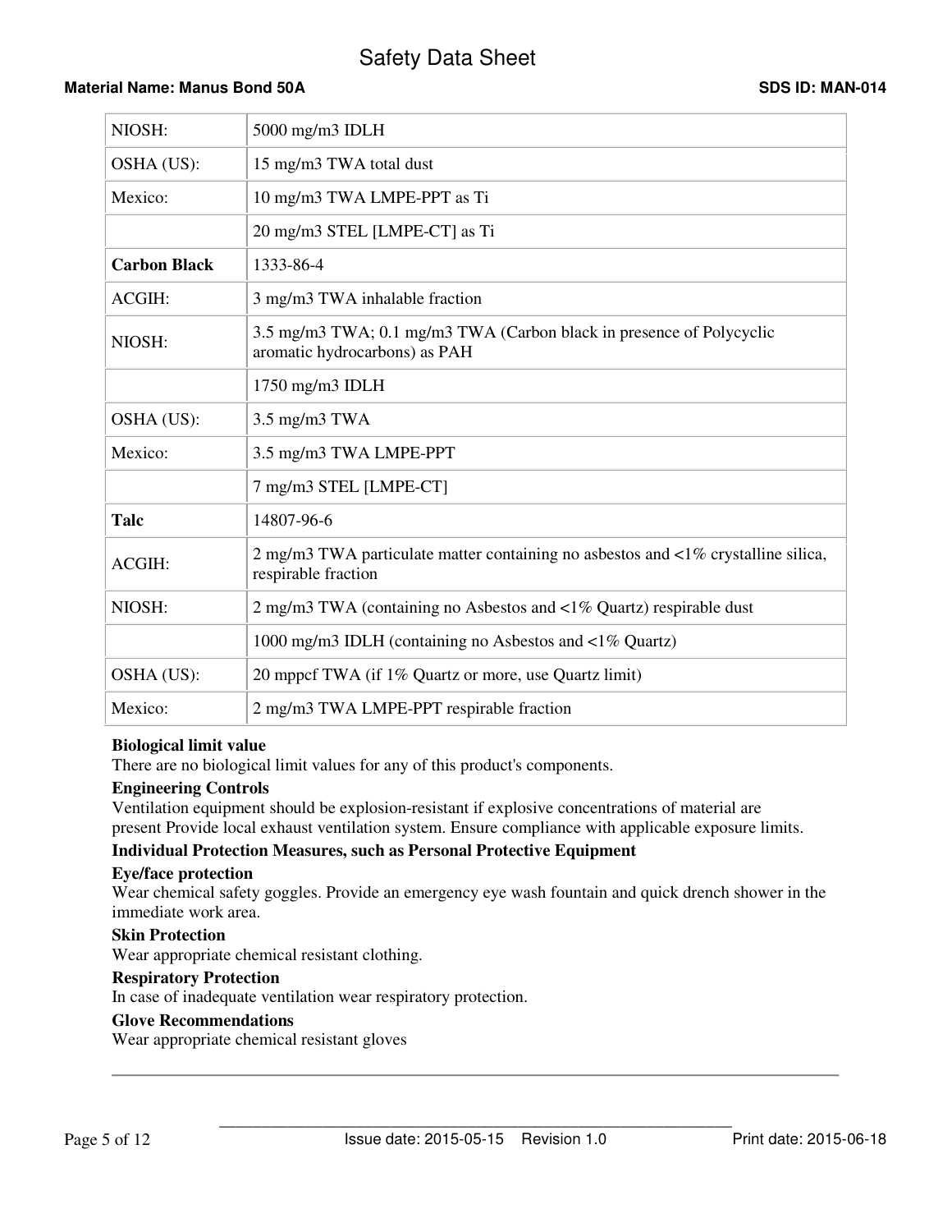| | |
|---|---|
| NIOSH: | 5000 mg/m3 IDLH |
| OSHA (US): | 15 mg/m3 TWA total dust |
| Mexico: | 10 mg/m3 TWA LMPE-PPT as Ti |
| | 20 mg/m3 STEL [LMPE-CT] as Ti |
| **Carbon Black** | 1333-86-4 |
| ACGIH: | 3 mg/m3 TWA inhalable fraction |
| NIOSH: | 3.5 mg/m3 TWA; 0.1 mg/m3 TWA (Carbon black in presence of Polycyclic aromatic hydrocarbons) as PAH |
| | 1750 mg/m3 IDLH |
| OSHA (US): | 3.5 mg/m3 TWA |
| Mexico: | 3.5 mg/m3 TWA LMPE-PPT |
| | 7 mg/m3 STEL [LMPE-CT] |
| **Talc** | 14807-96-6 |
| ACGIH: | 2 mg/m3 TWA particulate matter containing no asbestos and <1% crystalline silica, respirable fraction |
| NIOSH: | 2 mg/m3 TWA (containing no Asbestos and <1% Quartz) respirable dust |
| | 1000 mg/m3 IDLH (containing no Asbestos and <1% Quartz) |
| OSHA (US): | 20 mppcf TWA (if 1% Quartz or more, use Quartz limit) |
| Mexico: | 2 mg/m3 TWA LMPE-PPT respirable fraction |

**Biological limit value**

There are no biological limit values for any of this product's components.

**Engineering Controls**

Ventilation equipment should be explosion-resistant if explosive concentrations of material are present Provide local exhaust ventilation system. Ensure compliance with applicable exposure limits.

**Individual Protection Measures, such as Personal Protective Equipment**

**Eye/face protection**

Wear chemical safety goggles. Provide an emergency eye wash fountain and quick drench shower in the immediate work area.

**Skin Protection**

Wear appropriate chemical resistant clothing.

**Respiratory Protection**

In case of inadequate ventilation wear respiratory protection.

**Glove Recommendations**

Wear appropriate chemical resistant gloves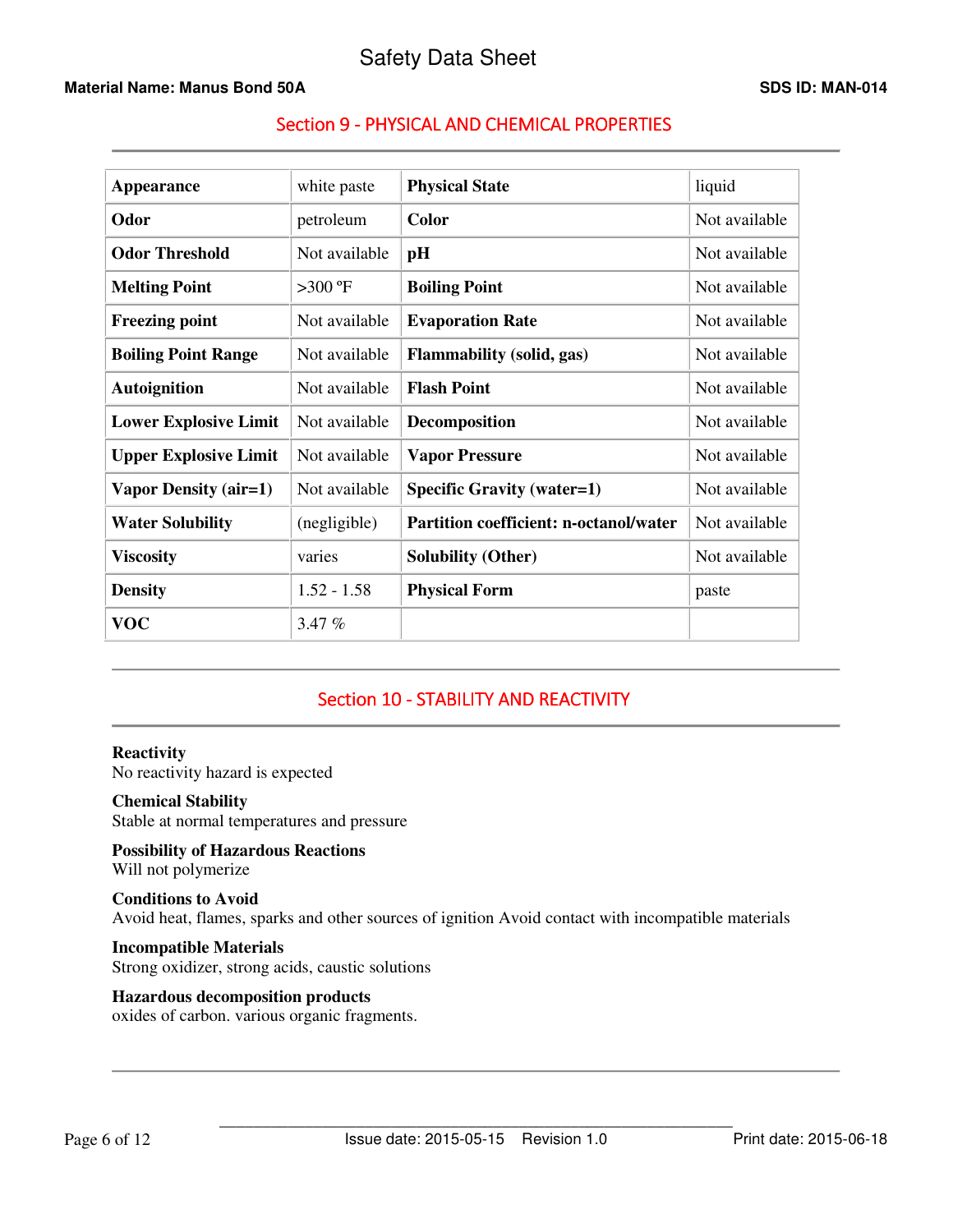## Section 9 - PHYSICAL AND CHEMICAL PROPERTIES

| | | | |
|---|---|---|---|
| **Appearance** | white paste | **Physical State** | liquid |
| **Odor** | petroleum | **Color** | Not available |
| **Odor Threshold** | Not available | **pH** | Not available |
| **Melting Point** | >300 °F | **Boiling Point** | Not available |
| **Freezing point** | Not available | **Evaporation Rate** | Not available |
| **Boiling Point Range** | Not available | **Flammability (solid, gas)** | Not available |
| **Autoignition** | Not available | **Flash Point** | Not available |
| **Lower Explosive Limit** | Not available | **Decomposition** | Not available |
| **Upper Explosive Limit** | Not available | **Vapor Pressure** | Not available |
| **Vapor Density (air=1)** | Not available | **Specific Gravity (water=1)** | Not available |
| **Water Solubility** | (negligible) | **Partition coefficient: n-octanol/water** | Not available |
| **Viscosity** | varies | **Solubility (Other)** | Not available |
| **Density** | 1.52 - 1.58 | **Physical Form** | paste |
| **VOC** | 3.47 % | | |

## Section 10 - STABILITY AND REACTIVITY

**Reactivity**
No reactivity hazard is expected

**Chemical Stability**
Stable at normal temperatures and pressure

**Possibility of Hazardous Reactions**
Will not polymerize

**Conditions to Avoid**
Avoid heat, flames, sparks and other sources of ignition Avoid contact with incompatible materials

**Incompatible Materials**
Strong oxidizer, strong acids, caustic solutions

**Hazardous decomposition products**
oxides of carbon. various organic fragments.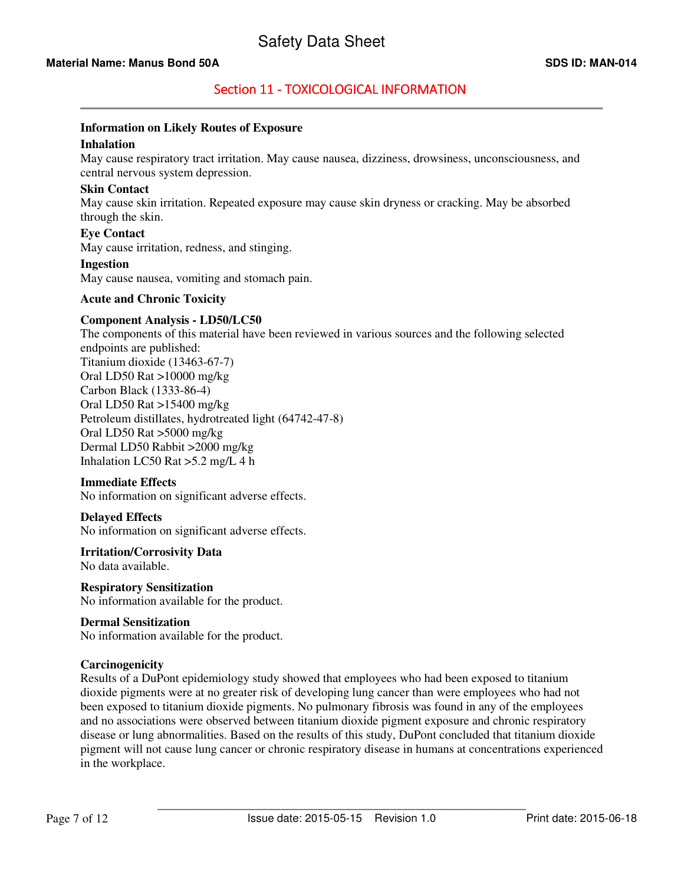## Section 11 - TOXICOLOGICAL INFORMATION

### Information on Likely Routes of Exposure

**Inhalation**

May cause respiratory tract irritation. May cause nausea, dizziness, drowsiness, unconsciousness, and central nervous system depression.

**Skin Contact**

May cause skin irritation. Repeated exposure may cause skin dryness or cracking. May be absorbed through the skin.

**Eye Contact**

May cause irritation, redness, and stinging.

**Ingestion**

May cause nausea, vomiting and stomach pain.

### Acute and Chronic Toxicity

**Component Analysis - LD50/LC50**

The components of this material have been reviewed in various sources and the following selected endpoints are published:

Titanium dioxide (13463-67-7)
Oral LD50 Rat >10000 mg/kg
Carbon Black (1333-86-4)
Oral LD50 Rat >15400 mg/kg
Petroleum distillates, hydrotreated light (64742-47-8)
Oral LD50 Rat >5000 mg/kg
Dermal LD50 Rabbit >2000 mg/kg
Inhalation LC50 Rat >5.2 mg/L 4 h

**Immediate Effects**

No information on significant adverse effects.

**Delayed Effects**

No information on significant adverse effects.

**Irritation/Corrosivity Data**

No data available.

**Respiratory Sensitization**

No information available for the product.

**Dermal Sensitization**

No information available for the product.

**Carcinogenicity**

Results of a DuPont epidemiology study showed that employees who had been exposed to titanium dioxide pigments were at no greater risk of developing lung cancer than were employees who had not been exposed to titanium dioxide pigments. No pulmonary fibrosis was found in any of the employees and no associations were observed between titanium dioxide pigment exposure and chronic respiratory disease or lung abnormalities. Based on the results of this study, DuPont concluded that titanium dioxide pigment will not cause lung cancer or chronic respiratory disease in humans at concentrations experienced in the workplace.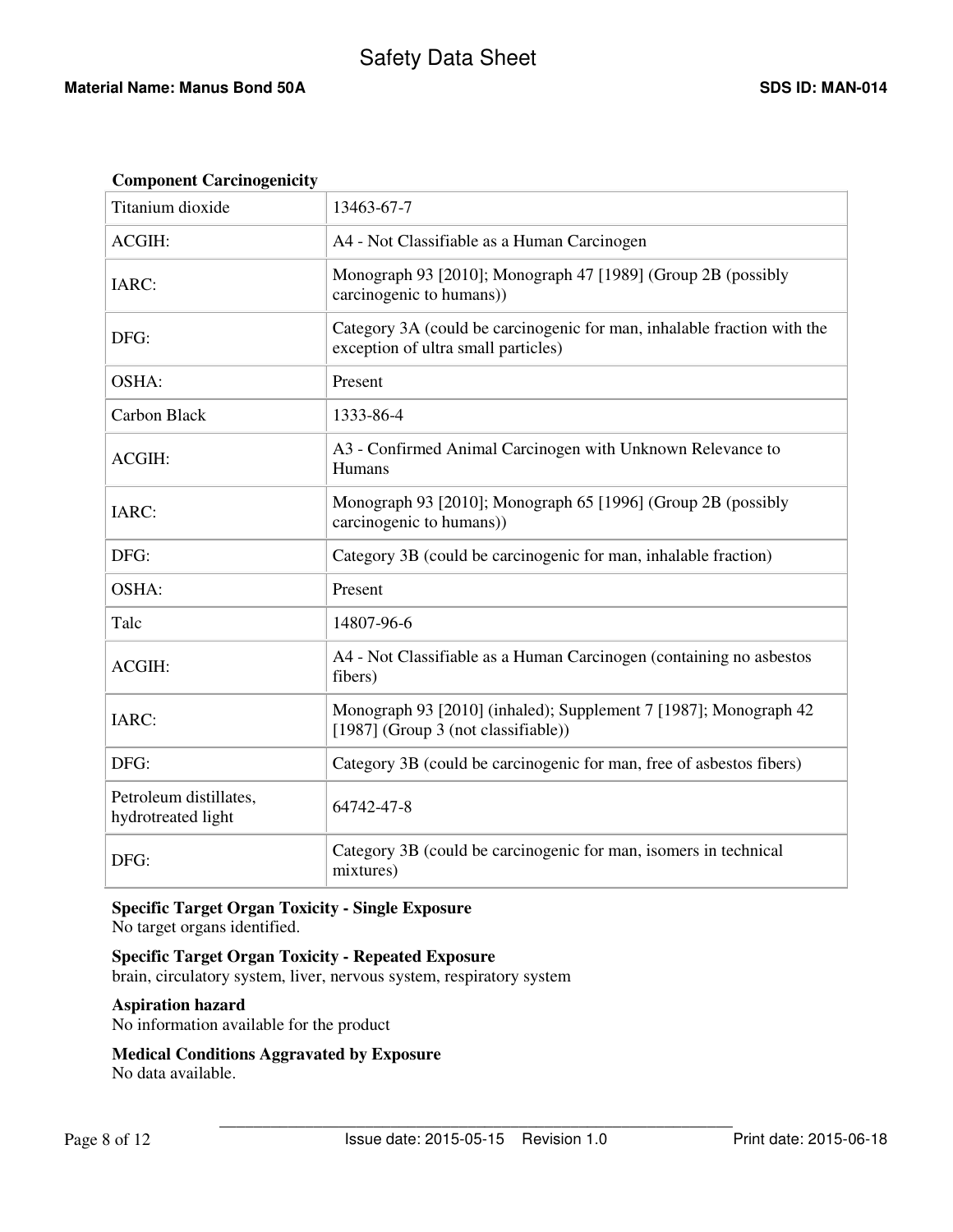**Component Carcinogenicity**

| Titanium dioxide | 13463-67-7 |
|---|---|
| ACGIH: | A4 - Not Classifiable as a Human Carcinogen |
| IARC: | Monograph 93 [2010]; Monograph 47 [1989] (Group 2B (possibly carcinogenic to humans)) |
| DFG: | Category 3A (could be carcinogenic for man, inhalable fraction with the exception of ultra small particles) |
| OSHA: | Present |
| Carbon Black | 1333-86-4 |
| ACGIH: | A3 - Confirmed Animal Carcinogen with Unknown Relevance to Humans |
| IARC: | Monograph 93 [2010]; Monograph 65 [1996] (Group 2B (possibly carcinogenic to humans)) |
| DFG: | Category 3B (could be carcinogenic for man, inhalable fraction) |
| OSHA: | Present |
| Talc | 14807-96-6 |
| ACGIH: | A4 - Not Classifiable as a Human Carcinogen (containing no asbestos fibers) |
| IARC: | Monograph 93 [2010] (inhaled); Supplement 7 [1987]; Monograph 42 [1987] (Group 3 (not classifiable)) |
| DFG: | Category 3B (could be carcinogenic for man, free of asbestos fibers) |
| Petroleum distillates, hydrotreated light | 64742-47-8 |
| DFG: | Category 3B (could be carcinogenic for man, isomers in technical mixtures) |

**Specific Target Organ Toxicity - Single Exposure**
No target organs identified.

**Specific Target Organ Toxicity - Repeated Exposure**
brain, circulatory system, liver, nervous system, respiratory system

**Aspiration hazard**
No information available for the product

**Medical Conditions Aggravated by Exposure**
No data available.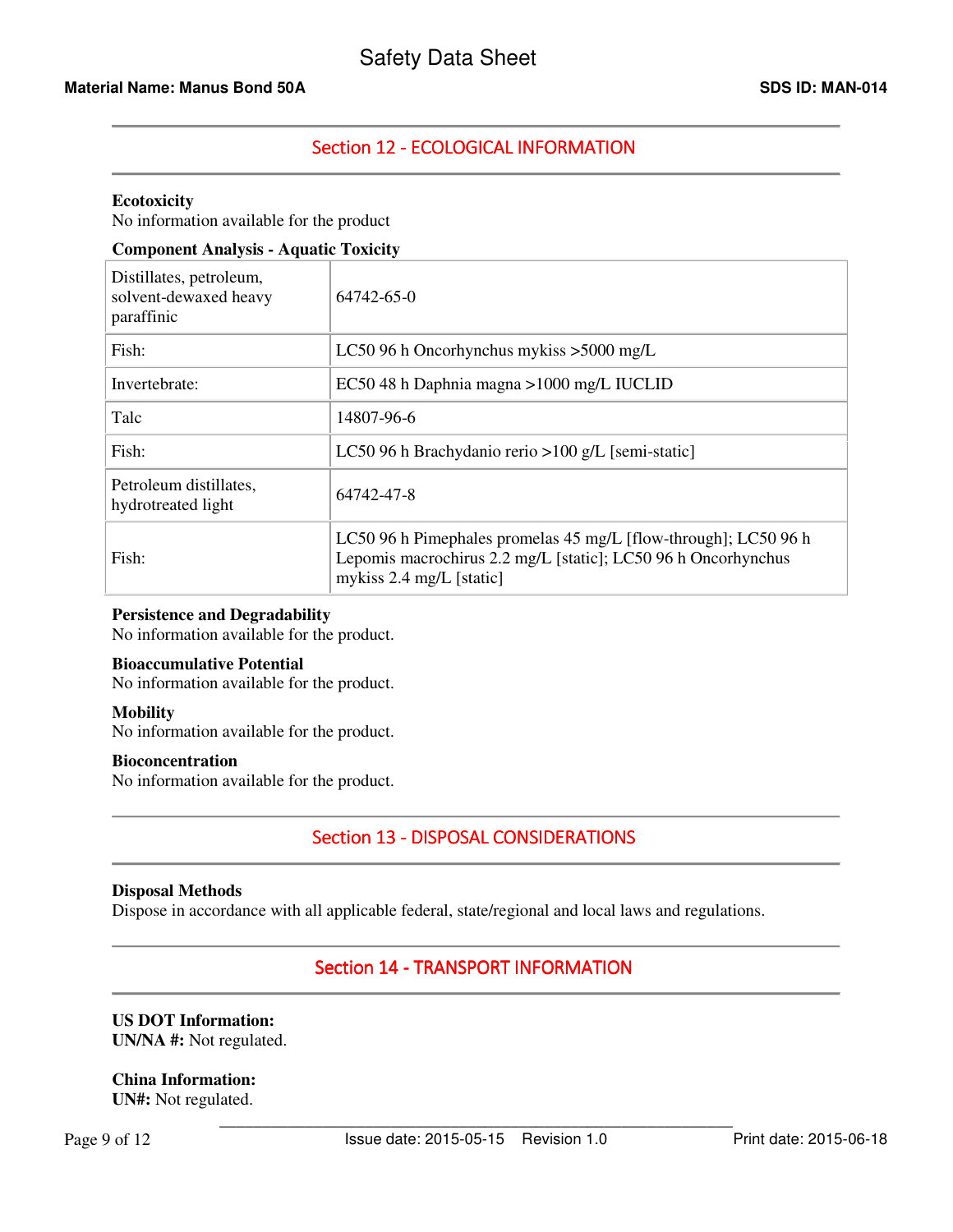## Section 12 - ECOLOGICAL INFORMATION

**Ecotoxicity**
No information available for the product

**Component Analysis - Aquatic Toxicity**

| | |
|---|---|
| Distillates, petroleum, solvent-dewaxed heavy paraffinic | 64742-65-0 |
| Fish: | LC50 96 h Oncorhynchus mykiss >5000 mg/L |
| Invertebrate: | EC50 48 h Daphnia magna >1000 mg/L IUCLID |
| Talc | 14807-96-6 |
| Fish: | LC50 96 h Brachydanio rerio >100 g/L [semi-static] |
| Petroleum distillates, hydrotreated light | 64742-47-8 |
| Fish: | LC50 96 h Pimephales promelas 45 mg/L [flow-through]; LC50 96 h Lepomis macrochirus 2.2 mg/L [static]; LC50 96 h Oncorhynchus mykiss 2.4 mg/L [static] |

**Persistence and Degradability**
No information available for the product.

**Bioaccumulative Potential**
No information available for the product.

**Mobility**
No information available for the product.

**Bioconcentration**
No information available for the product.

## Section 13 - DISPOSAL CONSIDERATIONS

**Disposal Methods**
Dispose in accordance with all applicable federal, state/regional and local laws and regulations.

## Section 14 - TRANSPORT INFORMATION

**US DOT Information:**
**UN/NA #:** Not regulated.

**China Information:**
**UN#:** Not regulated.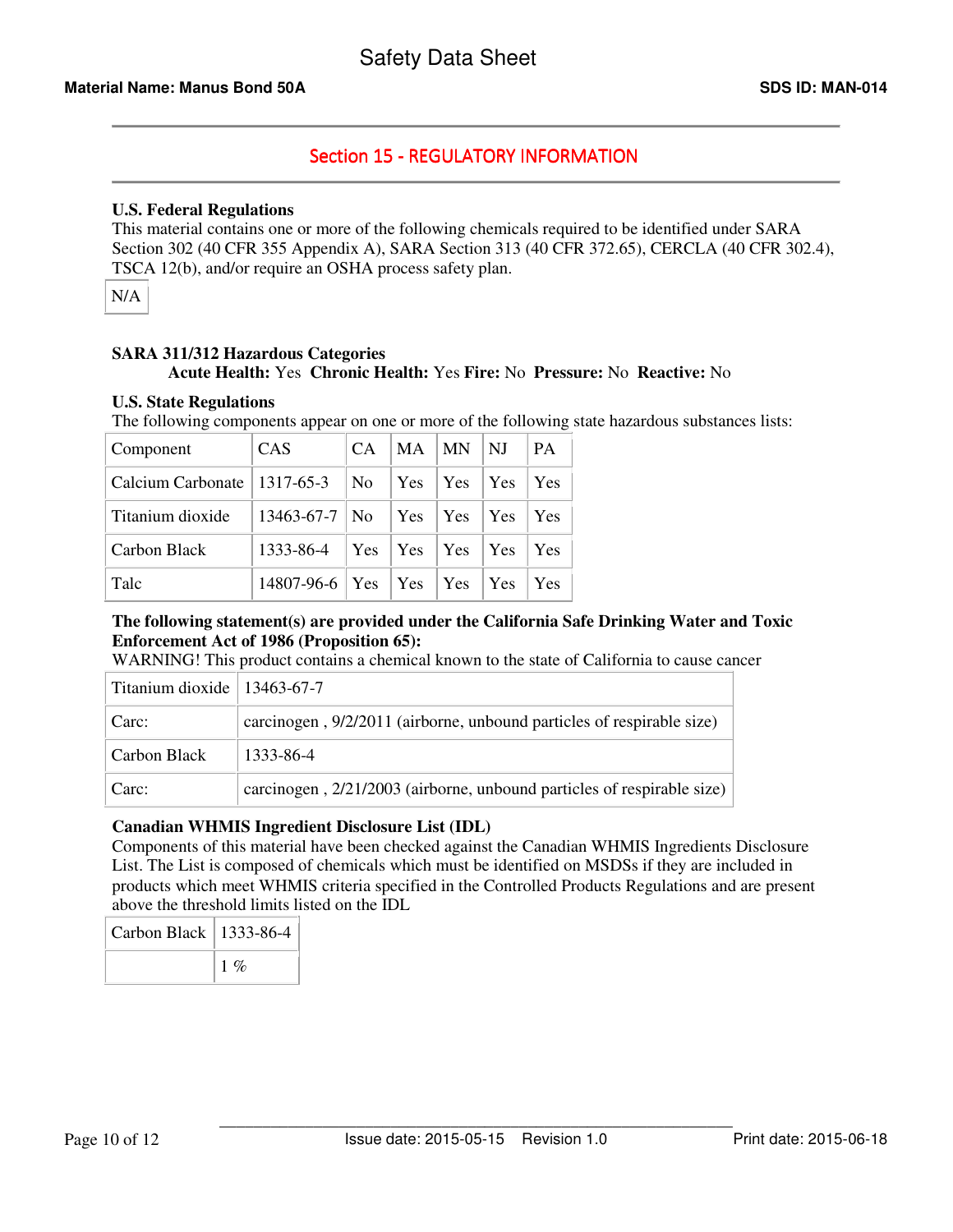## Section 15 - REGULATORY INFORMATION

**U.S. Federal Regulations**

This material contains one or more of the following chemicals required to be identified under SARA Section 302 (40 CFR 355 Appendix A), SARA Section 313 (40 CFR 372.65), CERCLA (40 CFR 302.4), TSCA 12(b), and/or require an OSHA process safety plan.

| N/A |
|---|

**SARA 311/312 Hazardous Categories**

**Acute Health:** Yes **Chronic Health:** Yes **Fire:** No **Pressure:** No **Reactive:** No

**U.S. State Regulations**

The following components appear on one or more of the following state hazardous substances lists:

| Component | CAS | CA | MA | MN | NJ | PA |
|---|---|---|---|---|---|---|
| Calcium Carbonate | 1317-65-3 | No | Yes | Yes | Yes | Yes |
| Titanium dioxide | 13463-67-7 | No | Yes | Yes | Yes | Yes |
| Carbon Black | 1333-86-4 | Yes | Yes | Yes | Yes | Yes |
| Talc | 14807-96-6 | Yes | Yes | Yes | Yes | Yes |

**The following statement(s) are provided under the California Safe Drinking Water and Toxic Enforcement Act of 1986 (Proposition 65):**

WARNING! This product contains a chemical known to the state of California to cause cancer

| Titanium dioxide | 13463-67-7 |
|---|---|
| Carc: | carcinogen , 9/2/2011 (airborne, unbound particles of respirable size) |
| Carbon Black | 1333-86-4 |
| Carc: | carcinogen , 2/21/2003 (airborne, unbound particles of respirable size) |

**Canadian WHMIS Ingredient Disclosure List (IDL)**

Components of this material have been checked against the Canadian WHMIS Ingredients Disclosure List. The List is composed of chemicals which must be identified on MSDSs if they are included in products which meet WHMIS criteria specified in the Controlled Products Regulations and are present above the threshold limits listed on the IDL

| Carbon Black | 1333-86-4 |
|---|---|
| | 1 % |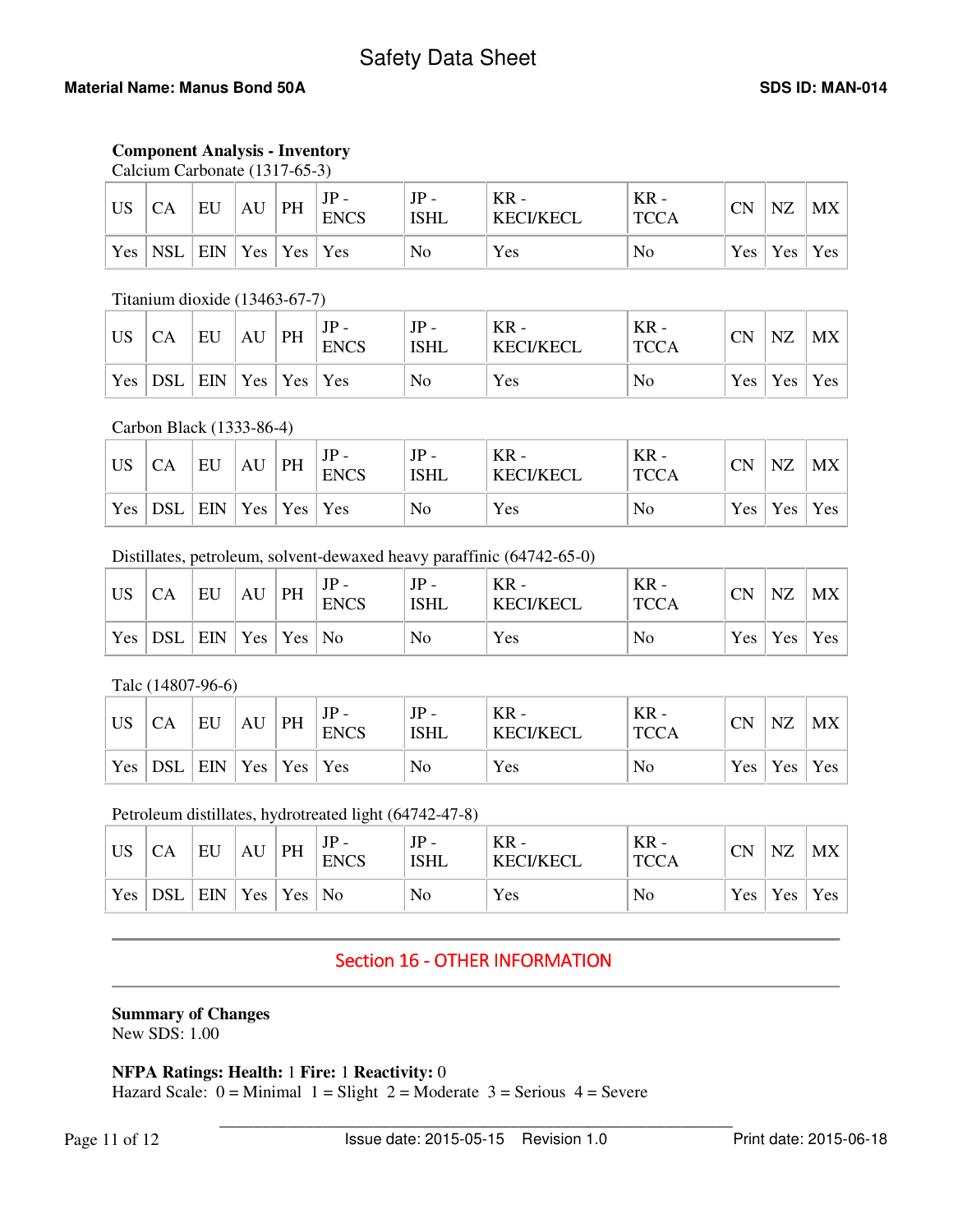**Component Analysis - Inventory**

Calcium Carbonate (1317-65-3)

| US | CA | EU | AU | PH | JP - ENCS | JP - ISHL | KR - KECI/KECL | KR - TCCA | CN | NZ | MX |
|---|---|---|---|---|---|---|---|---|---|---|---|
| Yes | NSL | EIN | Yes | Yes | Yes | No | Yes | No | Yes | Yes | Yes |

Titanium dioxide (13463-67-7)

| US | CA | EU | AU | PH | JP - ENCS | JP - ISHL | KR - KECI/KECL | KR - TCCA | CN | NZ | MX |
|---|---|---|---|---|---|---|---|---|---|---|---|
| Yes | DSL | EIN | Yes | Yes | Yes | No | Yes | No | Yes | Yes | Yes |

Carbon Black (1333-86-4)

| US | CA | EU | AU | PH | JP - ENCS | JP - ISHL | KR - KECI/KECL | KR - TCCA | CN | NZ | MX |
|---|---|---|---|---|---|---|---|---|---|---|---|
| Yes | DSL | EIN | Yes | Yes | Yes | No | Yes | No | Yes | Yes | Yes |

Distillates, petroleum, solvent-dewaxed heavy paraffinic (64742-65-0)

| US | CA | EU | AU | PH | JP - ENCS | JP - ISHL | KR - KECI/KECL | KR - TCCA | CN | NZ | MX |
|---|---|---|---|---|---|---|---|---|---|---|---|
| Yes | DSL | EIN | Yes | Yes | No | No | Yes | No | Yes | Yes | Yes |

Talc (14807-96-6)

| US | CA | EU | AU | PH | JP - ENCS | JP - ISHL | KR - KECI/KECL | KR - TCCA | CN | NZ | MX |
|---|---|---|---|---|---|---|---|---|---|---|---|
| Yes | DSL | EIN | Yes | Yes | Yes | No | Yes | No | Yes | Yes | Yes |

Petroleum distillates, hydrotreated light (64742-47-8)

| US | CA | EU | AU | PH | JP - ENCS | JP - ISHL | KR - KECI/KECL | KR - TCCA | CN | NZ | MX |
|---|---|---|---|---|---|---|---|---|---|---|---|
| Yes | DSL | EIN | Yes | Yes | No | No | Yes | No | Yes | Yes | Yes |

## Section 16 - OTHER INFORMATION

**Summary of Changes**
New SDS: 1.00

**NFPA Ratings: Health:** 1 **Fire:** 1 **Reactivity:** 0
Hazard Scale: 0 = Minimal 1 = Slight 2 = Moderate 3 = Serious 4 = Severe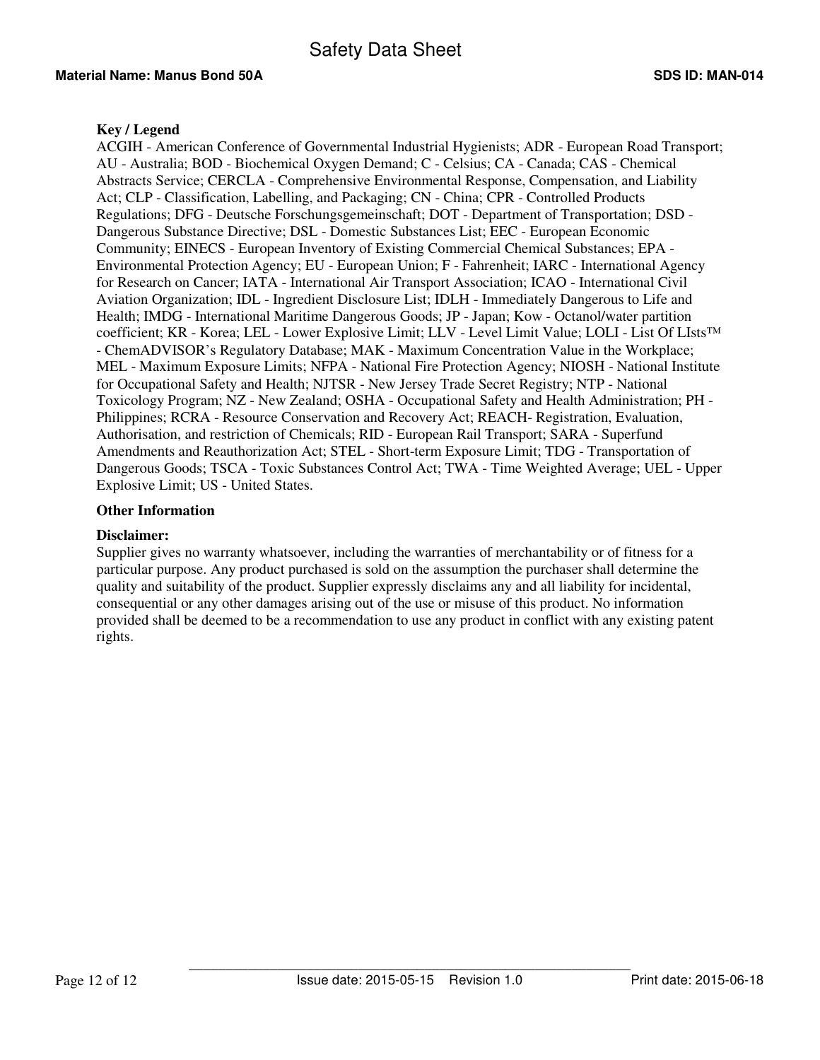### Key / Legend

ACGIH - American Conference of Governmental Industrial Hygienists; ADR - European Road Transport; AU - Australia; BOD - Biochemical Oxygen Demand; C - Celsius; CA - Canada; CAS - Chemical Abstracts Service; CERCLA - Comprehensive Environmental Response, Compensation, and Liability Act; CLP - Classification, Labelling, and Packaging; CN - China; CPR - Controlled Products Regulations; DFG - Deutsche Forschungsgemeinschaft; DOT - Department of Transportation; DSD - Dangerous Substance Directive; DSL - Domestic Substances List; EEC - European Economic Community; EINECS - European Inventory of Existing Commercial Chemical Substances; EPA - Environmental Protection Agency; EU - European Union; F - Fahrenheit; IARC - International Agency for Research on Cancer; IATA - International Air Transport Association; ICAO - International Civil Aviation Organization; IDL - Ingredient Disclosure List; IDLH - Immediately Dangerous to Life and Health; IMDG - International Maritime Dangerous Goods; JP - Japan; Kow - Octanol/water partition coefficient; KR - Korea; LEL - Lower Explosive Limit; LLV - Level Limit Value; LOLI - List Of LIsts™ - ChemADVISOR's Regulatory Database; MAK - Maximum Concentration Value in the Workplace; MEL - Maximum Exposure Limits; NFPA - National Fire Protection Agency; NIOSH - National Institute for Occupational Safety and Health; NJTSR - New Jersey Trade Secret Registry; NTP - National Toxicology Program; NZ - New Zealand; OSHA - Occupational Safety and Health Administration; PH - Philippines; RCRA - Resource Conservation and Recovery Act; REACH- Registration, Evaluation, Authorisation, and restriction of Chemicals; RID - European Rail Transport; SARA - Superfund Amendments and Reauthorization Act; STEL - Short-term Exposure Limit; TDG - Transportation of Dangerous Goods; TSCA - Toxic Substances Control Act; TWA - Time Weighted Average; UEL - Upper Explosive Limit; US - United States.

### Other Information

**Disclaimer:**

Supplier gives no warranty whatsoever, including the warranties of merchantability or of fitness for a particular purpose. Any product purchased is sold on the assumption the purchaser shall determine the quality and suitability of the product. Supplier expressly disclaims any and all liability for incidental, consequential or any other damages arising out of the use or misuse of this product. No information provided shall be deemed to be a recommendation to use any product in conflict with any existing patent rights.